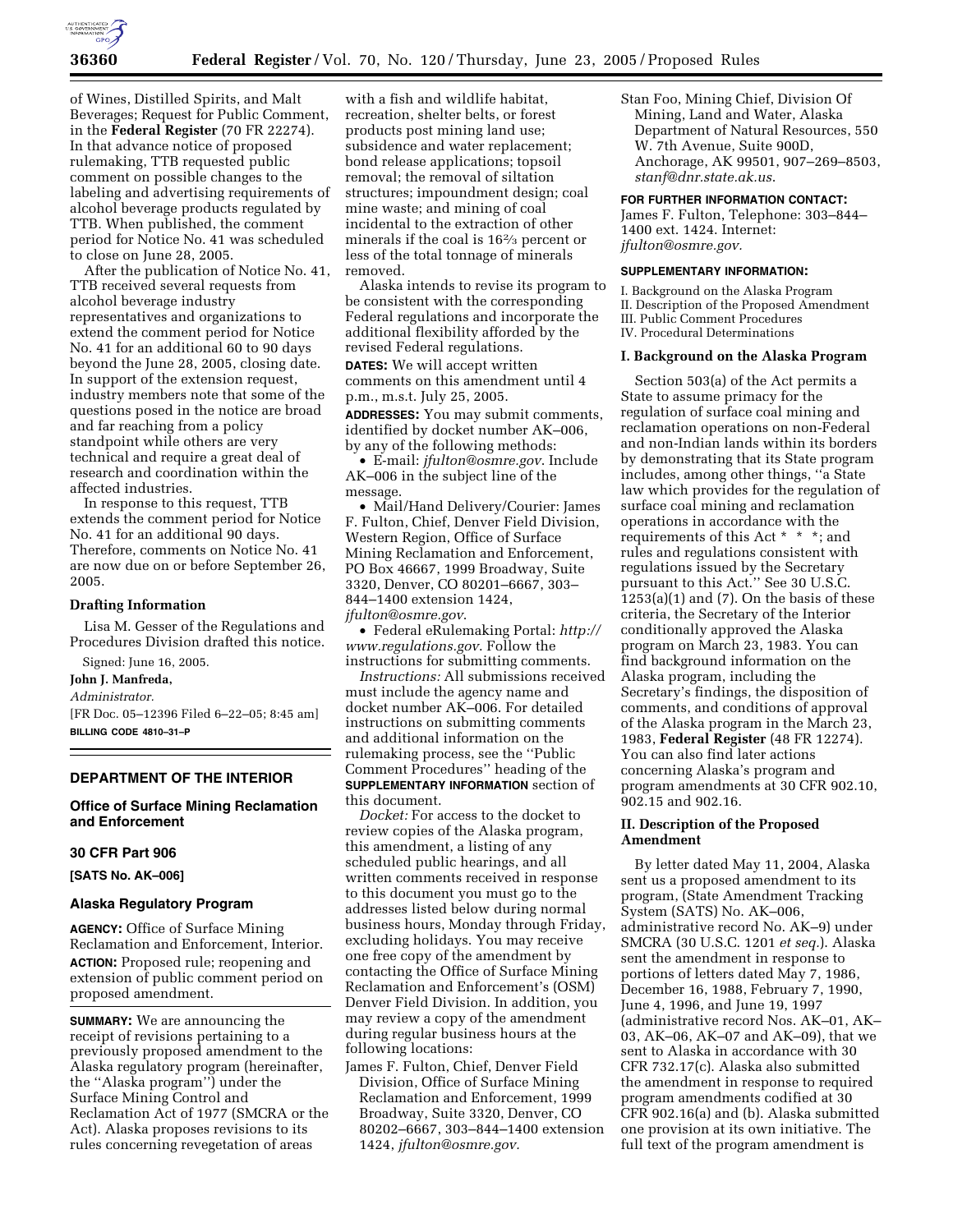of Wines, Distilled Spirits, and Malt Beverages; Request for Public Comment, in the **Federal Register** (70 FR 22274). In that advance notice of proposed rulemaking, TTB requested public comment on possible changes to the labeling and advertising requirements of alcohol beverage products regulated by TTB. When published, the comment period for Notice No. 41 was scheduled to close on June 28, 2005.

After the publication of Notice No. 41, TTB received several requests from alcohol beverage industry representatives and organizations to extend the comment period for Notice No. 41 for an additional 60 to 90 days beyond the June 28, 2005, closing date. In support of the extension request, industry members note that some of the questions posed in the notice are broad and far reaching from a policy standpoint while others are very technical and require a great deal of research and coordination within the affected industries.

In response to this request, TTB extends the comment period for Notice No. 41 for an additional 90 days. Therefore, comments on Notice No. 41 are now due on or before September 26, 2005.

### Drafting Information

Lisa M. Gesser of the Regulations and Procedures Division drafted this notice.

Signed: June 16, 2005.

**John J. Manfreda,**

*Administrator.*

[FR Doc. 05–12396 Filed 6–22–05; 8:45 am]

**BILLING CODE 4810–31–P**

## DEPARTMENT OF THE INTERIOR

### Office of Surface Mining Reclamation and Enforcement

### 30 CFR Part 906

### [SATS No. AK–006]

### Alaska Regulatory Program

**AGENCY:** Office of Surface Mining Reclamation and Enforcement, Interior.

**ACTION:** Proposed rule; reopening and extension of public comment period on proposed amendment.

**SUMMARY:** We are announcing the receipt of revisions pertaining to a previously proposed amendment to the Alaska regulatory program (hereinafter, the ''Alaska program'') under the Surface Mining Control and Reclamation Act of 1977 (SMCRA or the Act). Alaska proposes revisions to its rules concerning revegetation of areas with a fish and wildlife habitat, recreation, shelter belts, or forest products post mining land use; subsidence and water replacement; bond release applications; topsoil removal; the removal of siltation structures; impoundment design; coal mine waste; and mining of coal incidental to the extraction of other minerals if the coal is 16⅔ percent or less of the total tonnage of minerals removed.

Alaska intends to revise its program to be consistent with the corresponding Federal regulations and incorporate the additional flexibility afforded by the revised Federal regulations.

**DATES:** We will accept written comments on this amendment until 4 p.m., m.s.t. July 25, 2005.

**ADDRESSES:** You may submit comments, identified by docket number AK–006, by any of the following methods:

- E-mail: *jfulton@osmre.gov*. Include AK–006 in the subject line of the message.
- Mail/Hand Delivery/Courier: James F. Fulton, Chief, Denver Field Division, Western Region, Office of Surface Mining Reclamation and Enforcement, PO Box 46667, 1999 Broadway, Suite 3320, Denver, CO 80201–6667, 303–844–1400 extension 1424, *jfulton@osmre.gov*.
- Federal eRulemaking Portal: *http://www.regulations.gov*. Follow the instructions for submitting comments.

*Instructions:* All submissions received must include the agency name and docket number AK–006. For detailed instructions on submitting comments and additional information on the rulemaking process, see the ''Public Comment Procedures'' heading of the **SUPPLEMENTARY INFORMATION** section of this document.

*Docket:* For access to the docket to review copies of the Alaska program, this amendment, a listing of any scheduled public hearings, and all written comments received in response to this document you must go to the addresses listed below during normal business hours, Monday through Friday, excluding holidays. You may receive one free copy of the amendment by contacting the Office of Surface Mining Reclamation and Enforcement's (OSM) Denver Field Division. In addition, you may review a copy of the amendment during regular business hours at the following locations:

James F. Fulton, Chief, Denver Field Division, Office of Surface Mining Reclamation and Enforcement, 1999 Broadway, Suite 3320, Denver, CO 80202–6667, 303–844–1400 extension 1424, *jfulton@osmre.gov.*

Stan Foo, Mining Chief, Division Of Mining, Land and Water, Alaska Department of Natural Resources, 550 W. 7th Avenue, Suite 900D, Anchorage, AK 99501, 907–269–8503, *stanf@dnr.state.ak.us*.

**FOR FURTHER INFORMATION CONTACT:** James F. Fulton, Telephone: 303–844–1400 ext. 1424. Internet: *jfulton@osmre.gov.*

**SUPPLEMENTARY INFORMATION:**

I. Background on the Alaska Program
II. Description of the Proposed Amendment
III. Public Comment Procedures
IV. Procedural Determinations

### I. Background on the Alaska Program

Section 503(a) of the Act permits a State to assume primacy for the regulation of surface coal mining and reclamation operations on non-Federal and non-Indian lands within its borders by demonstrating that its State program includes, among other things, ''a State law which provides for the regulation of surface coal mining and reclamation operations in accordance with the requirements of this Act * * *; and rules and regulations consistent with regulations issued by the Secretary pursuant to this Act.'' See 30 U.S.C. 1253(a)(1) and (7). On the basis of these criteria, the Secretary of the Interior conditionally approved the Alaska program on March 23, 1983. You can find background information on the Alaska program, including the Secretary's findings, the disposition of comments, and conditions of approval of the Alaska program in the March 23, 1983, **Federal Register** (48 FR 12274). You can also find later actions concerning Alaska's program and program amendments at 30 CFR 902.10, 902.15 and 902.16.

### II. Description of the Proposed Amendment

By letter dated May 11, 2004, Alaska sent us a proposed amendment to its program, (State Amendment Tracking System (SATS) No. AK–006, administrative record No. AK–9) under SMCRA (30 U.S.C. 1201 *et seq.*). Alaska sent the amendment in response to portions of letters dated May 7, 1986, December 16, 1988, February 7, 1990, June 4, 1996, and June 19, 1997 (administrative record Nos. AK–01, AK–03, AK–06, AK–07 and AK–09), that we sent to Alaska in accordance with 30 CFR 732.17(c). Alaska also submitted the amendment in response to required program amendments codified at 30 CFR 902.16(a) and (b). Alaska submitted one provision at its own initiative. The full text of the program amendment is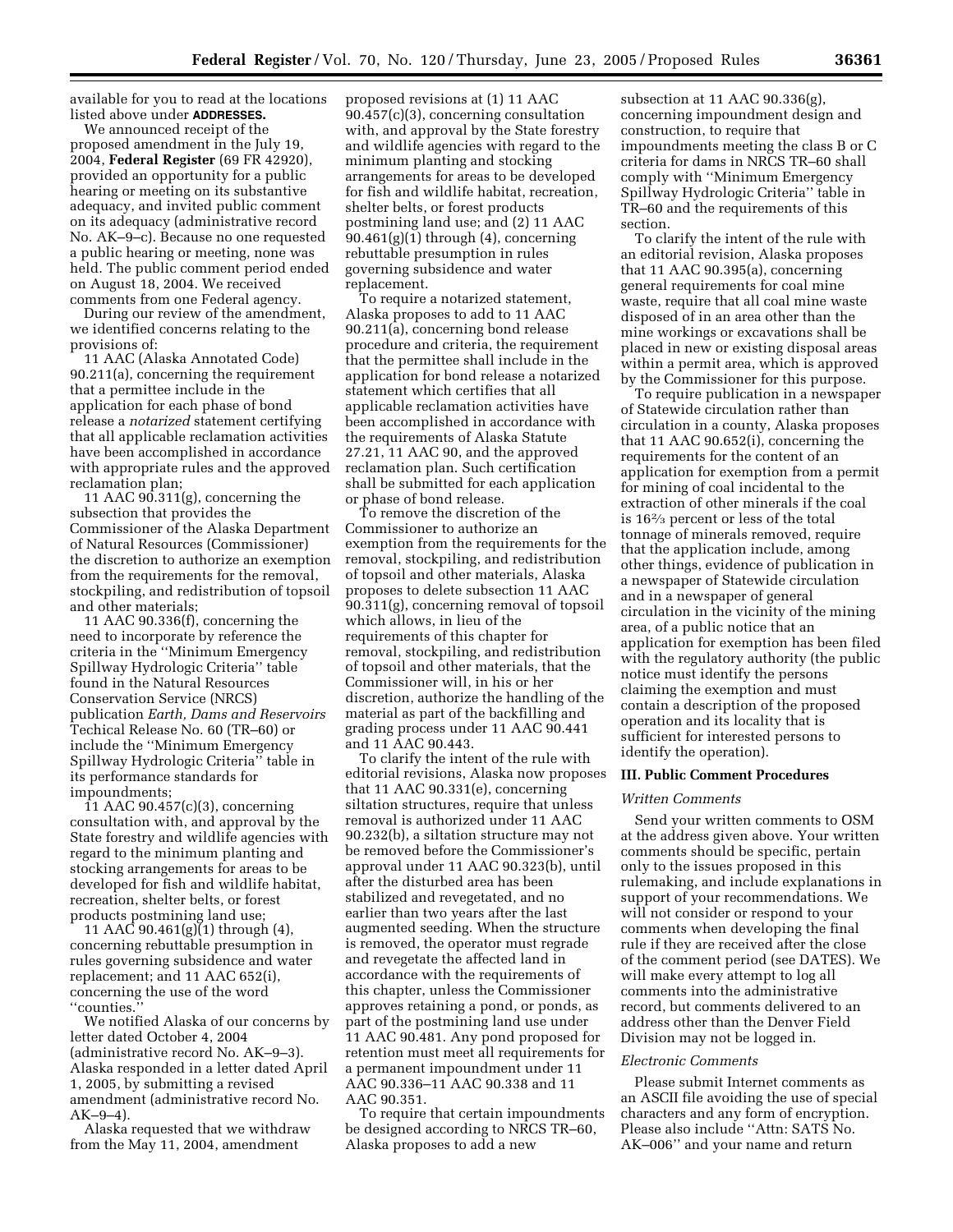available for you to read at the locations listed above under **ADDRESSES.**

We announced receipt of the proposed amendment in the July 19, 2004, **Federal Register** (69 FR 42920), provided an opportunity for a public hearing or meeting on its substantive adequacy, and invited public comment on its adequacy (administrative record No. AK–9–c). Because no one requested a public hearing or meeting, none was held. The public comment period ended on August 18, 2004. We received comments from one Federal agency.

During our review of the amendment, we identified concerns relating to the provisions of:

11 AAC (Alaska Annotated Code) 90.211(a), concerning the requirement that a permittee include in the application for each phase of bond release a *notarized* statement certifying that all applicable reclamation activities have been accomplished in accordance with appropriate rules and the approved reclamation plan;

11 AAC 90.311(g), concerning the subsection that provides the Commissioner of the Alaska Department of Natural Resources (Commissioner) the discretion to authorize an exemption from the requirements for the removal, stockpiling, and redistribution of topsoil and other materials;

11 AAC 90.336(f), concerning the need to incorporate by reference the criteria in the ''Minimum Emergency Spillway Hydrologic Criteria'' table found in the Natural Resources Conservation Service (NRCS) publication *Earth, Dams and Reservoirs* Techical Release No. 60 (TR–60) or include the ''Minimum Emergency Spillway Hydrologic Criteria'' table in its performance standards for impoundments;

11 AAC 90.457(c)(3), concerning consultation with, and approval by the State forestry and wildlife agencies with regard to the minimum planting and stocking arrangements for areas to be developed for fish and wildlife habitat, recreation, shelter belts, or forest products postmining land use;

11 AAC 90.461(g)(1) through (4), concerning rebuttable presumption in rules governing subsidence and water replacement; and 11 AAC 652(i), concerning the use of the word ''counties.''

We notified Alaska of our concerns by letter dated October 4, 2004 (administrative record No. AK–9–3). Alaska responded in a letter dated April 1, 2005, by submitting a revised amendment (administrative record No. AK–9–4).

Alaska requested that we withdraw from the May 11, 2004, amendment proposed revisions at (1) 11 AAC 90.457(c)(3), concerning consultation with, and approval by the State forestry and wildlife agencies with regard to the minimum planting and stocking arrangements for areas to be developed for fish and wildlife habitat, recreation, shelter belts, or forest products postmining land use; and (2) 11 AAC 90.461(g)(1) through (4), concerning rebuttable presumption in rules governing subsidence and water replacement.

To require a notarized statement, Alaska proposes to add to 11 AAC 90.211(a), concerning bond release procedure and criteria, the requirement that the permittee shall include in the application for bond release a notarized statement which certifies that all applicable reclamation activities have been accomplished in accordance with the requirements of Alaska Statute 27.21, 11 AAC 90, and the approved reclamation plan. Such certification shall be submitted for each application or phase of bond release.

To remove the discretion of the Commissioner to authorize an exemption from the requirements for the removal, stockpiling, and redistribution of topsoil and other materials, Alaska proposes to delete subsection 11 AAC 90.311(g), concerning removal of topsoil which allows, in lieu of the requirements of this chapter for removal, stockpiling, and redistribution of topsoil and other materials, that the Commissioner will, in his or her discretion, authorize the handling of the material as part of the backfilling and grading process under 11 AAC 90.441 and 11 AAC 90.443.

To clarify the intent of the rule with editorial revisions, Alaska now proposes that 11 AAC 90.331(e), concerning siltation structures, require that unless removal is authorized under 11 AAC 90.232(b), a siltation structure may not be removed before the Commissioner's approval under 11 AAC 90.323(b), until after the disturbed area has been stabilized and revegetated, and no earlier than two years after the last augmented seeding. When the structure is removed, the operator must regrade and revegetate the affected land in accordance with the requirements of this chapter, unless the Commissioner approves retaining a pond, or ponds, as part of the postmining land use under 11 AAC 90.481. Any pond proposed for retention must meet all requirements for a permanent impoundment under 11 AAC 90.336–11 AAC 90.338 and 11 AAC 90.351.

To require that certain impoundments be designed according to NRCS TR–60, Alaska proposes to add a new subsection at 11 AAC 90.336(g), concerning impoundment design and construction, to require that impoundments meeting the class B or C criteria for dams in NRCS TR–60 shall comply with ''Minimum Emergency Spillway Hydrologic Criteria'' table in TR–60 and the requirements of this section.

To clarify the intent of the rule with an editorial revision, Alaska proposes that 11 AAC 90.395(a), concerning general requirements for coal mine waste, require that all coal mine waste disposed of in an area other than the mine workings or excavations shall be placed in new or existing disposal areas within a permit area, which is approved by the Commissioner for this purpose.

To require publication in a newspaper of Statewide circulation rather than circulation in a county, Alaska proposes that 11 AAC 90.652(i), concerning the requirements for the content of an application for exemption from a permit for mining of coal incidental to the extraction of other minerals if the coal is 16⅔ percent or less of the total tonnage of minerals removed, require that the application include, among other things, evidence of publication in a newspaper of Statewide circulation and in a newspaper of general circulation in the vicinity of the mining area, of a public notice that an application for exemption has been filed with the regulatory authority (the public notice must identify the persons claiming the exemption and must contain a description of the proposed operation and its locality that is sufficient for interested persons to identify the operation).

## III. Public Comment Procedures

### *Written Comments*

Send your written comments to OSM at the address given above. Your written comments should be specific, pertain only to the issues proposed in this rulemaking, and include explanations in support of your recommendations. We will not consider or respond to your comments when developing the final rule if they are received after the close of the comment period (see DATES). We will make every attempt to log all comments into the administrative record, but comments delivered to an address other than the Denver Field Division may not be logged in.

### *Electronic Comments*

Please submit Internet comments as an ASCII file avoiding the use of special characters and any form of encryption. Please also include ''Attn: SATS No. AK–006'' and your name and return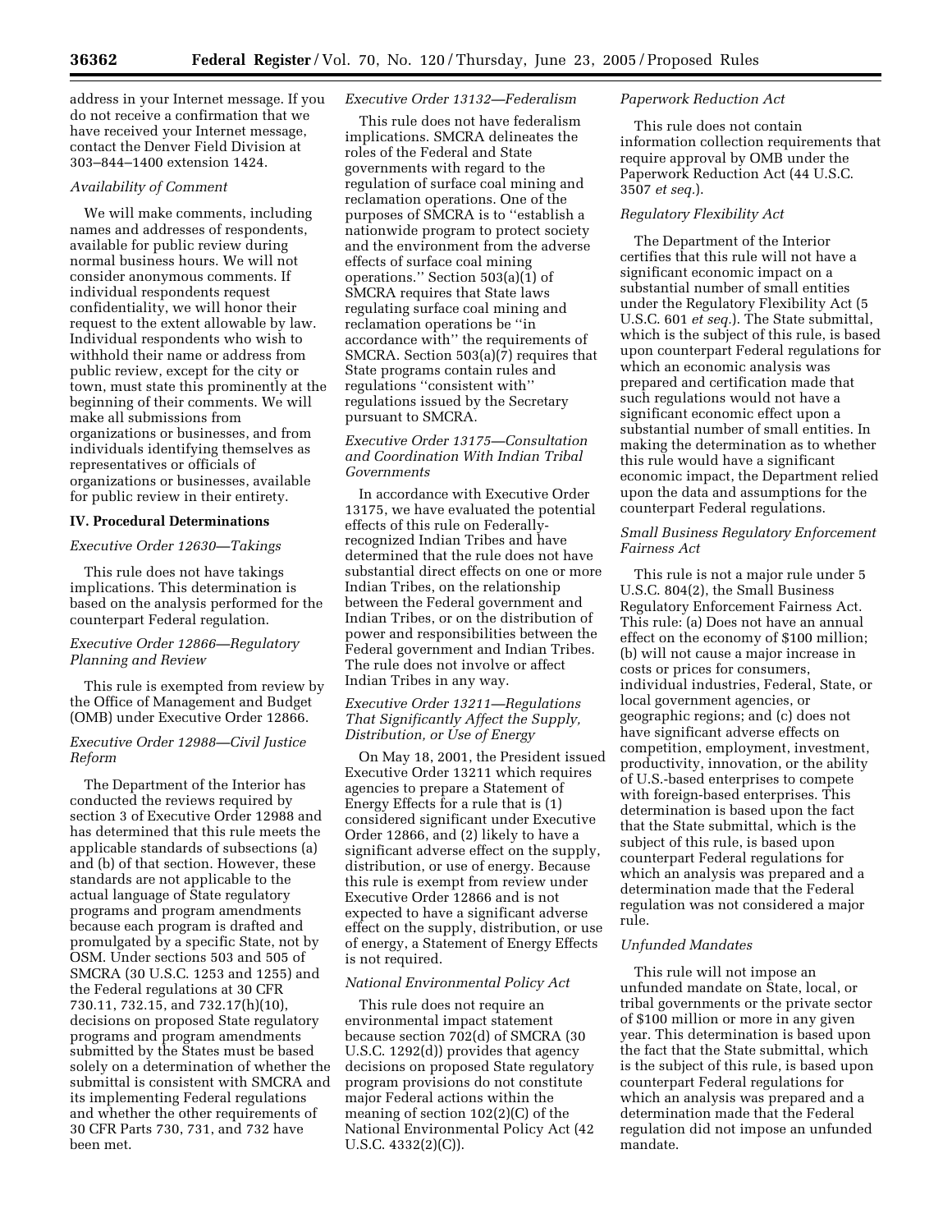address in your Internet message. If you do not receive a confirmation that we have received your Internet message, contact the Denver Field Division at 303–844–1400 extension 1424.

*Availability of Comment*

We will make comments, including names and addresses of respondents, available for public review during normal business hours. We will not consider anonymous comments. If individual respondents request confidentiality, we will honor their request to the extent allowable by law. Individual respondents who wish to withhold their name or address from public review, except for the city or town, must state this prominently at the beginning of their comments. We will make all submissions from organizations or businesses, and from individuals identifying themselves as representatives or officials of organizations or businesses, available for public review in their entirety.

## IV. Procedural Determinations

*Executive Order 12630—Takings*

This rule does not have takings implications. This determination is based on the analysis performed for the counterpart Federal regulation.

*Executive Order 12866—Regulatory Planning and Review*

This rule is exempted from review by the Office of Management and Budget (OMB) under Executive Order 12866.

*Executive Order 12988—Civil Justice Reform*

The Department of the Interior has conducted the reviews required by section 3 of Executive Order 12988 and has determined that this rule meets the applicable standards of subsections (a) and (b) of that section. However, these standards are not applicable to the actual language of State regulatory programs and program amendments because each program is drafted and promulgated by a specific State, not by OSM. Under sections 503 and 505 of SMCRA (30 U.S.C. 1253 and 1255) and the Federal regulations at 30 CFR 730.11, 732.15, and 732.17(h)(10), decisions on proposed State regulatory programs and program amendments submitted by the States must be based solely on a determination of whether the submittal is consistent with SMCRA and its implementing Federal regulations and whether the other requirements of 30 CFR Parts 730, 731, and 732 have been met.

*Executive Order 13132—Federalism*

This rule does not have federalism implications. SMCRA delineates the roles of the Federal and State governments with regard to the regulation of surface coal mining and reclamation operations. One of the purposes of SMCRA is to "establish a nationwide program to protect society and the environment from the adverse effects of surface coal mining operations." Section 503(a)(1) of SMCRA requires that State laws regulating surface coal mining and reclamation operations be "in accordance with" the requirements of SMCRA. Section 503(a)(7) requires that State programs contain rules and regulations "consistent with" regulations issued by the Secretary pursuant to SMCRA.

*Executive Order 13175—Consultation and Coordination With Indian Tribal Governments*

In accordance with Executive Order 13175, we have evaluated the potential effects of this rule on Federally-recognized Indian Tribes and have determined that the rule does not have substantial direct effects on one or more Indian Tribes, on the relationship between the Federal government and Indian Tribes, or on the distribution of power and responsibilities between the Federal government and Indian Tribes. The rule does not involve or affect Indian Tribes in any way.

*Executive Order 13211—Regulations That Significantly Affect the Supply, Distribution, or Use of Energy*

On May 18, 2001, the President issued Executive Order 13211 which requires agencies to prepare a Statement of Energy Effects for a rule that is (1) considered significant under Executive Order 12866, and (2) likely to have a significant adverse effect on the supply, distribution, or use of energy. Because this rule is exempt from review under Executive Order 12866 and is not expected to have a significant adverse effect on the supply, distribution, or use of energy, a Statement of Energy Effects is not required.

*National Environmental Policy Act*

This rule does not require an environmental impact statement because section 702(d) of SMCRA (30 U.S.C. 1292(d)) provides that agency decisions on proposed State regulatory program provisions do not constitute major Federal actions within the meaning of section 102(2)(C) of the National Environmental Policy Act (42 U.S.C. 4332(2)(C)).

*Paperwork Reduction Act*

This rule does not contain information collection requirements that require approval by OMB under the Paperwork Reduction Act (44 U.S.C. 3507 *et seq.*).

*Regulatory Flexibility Act*

The Department of the Interior certifies that this rule will not have a significant economic impact on a substantial number of small entities under the Regulatory Flexibility Act (5 U.S.C. 601 *et seq.*). The State submittal, which is the subject of this rule, is based upon counterpart Federal regulations for which an economic analysis was prepared and certification made that such regulations would not have a significant economic effect upon a substantial number of small entities. In making the determination as to whether this rule would have a significant economic impact, the Department relied upon the data and assumptions for the counterpart Federal regulations.

*Small Business Regulatory Enforcement Fairness Act*

This rule is not a major rule under 5 U.S.C. 804(2), the Small Business Regulatory Enforcement Fairness Act. This rule: (a) Does not have an annual effect on the economy of $100 million; (b) will not cause a major increase in costs or prices for consumers, individual industries, Federal, State, or local government agencies, or geographic regions; and (c) does not have significant adverse effects on competition, employment, investment, productivity, innovation, or the ability of U.S.-based enterprises to compete with foreign-based enterprises. This determination is based upon the fact that the State submittal, which is the subject of this rule, is based upon counterpart Federal regulations for which an analysis was prepared and a determination made that the Federal regulation was not considered a major rule.

*Unfunded Mandates*

This rule will not impose an unfunded mandate on State, local, or tribal governments or the private sector of $100 million or more in any given year. This determination is based upon the fact that the State submittal, which is the subject of this rule, is based upon counterpart Federal regulations for which an analysis was prepared and a determination made that the Federal regulation did not impose an unfunded mandate.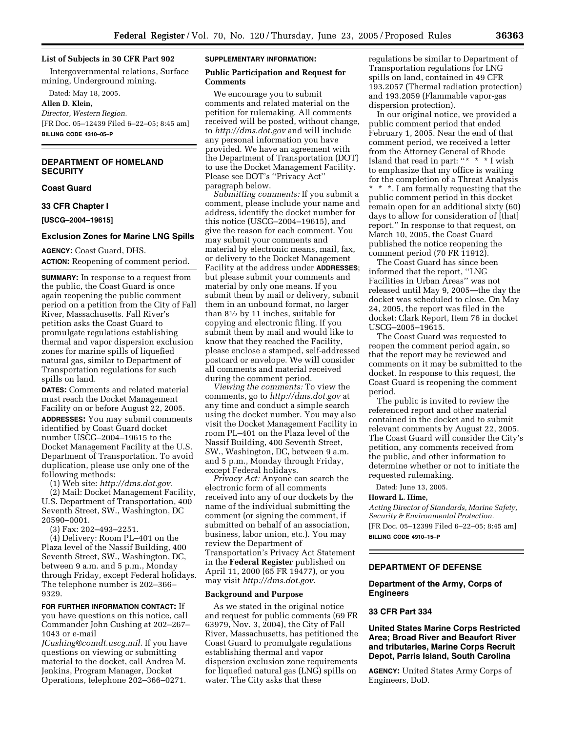**List of Subjects in 30 CFR Part 902**

Intergovernmental relations, Surface mining, Underground mining.

Dated: May 18, 2005.

**Allen D. Klein,**

*Director, Western Region.*

[FR Doc. 05–12439 Filed 6–22–05; 8:45 am]

**BILLING CODE 4310–05–P**

---

## DEPARTMENT OF HOMELAND SECURITY

### Coast Guard

### 33 CFR Chapter I

**[USCG–2004–19615]**

### Exclusion Zones for Marine LNG Spills

**AGENCY:** Coast Guard, DHS.

**ACTION:** Reopening of comment period.

**SUMMARY:** In response to a request from the public, the Coast Guard is once again reopening the public comment period on a petition from the City of Fall River, Massachusetts. Fall River's petition asks the Coast Guard to promulgate regulations establishing thermal and vapor dispersion exclusion zones for marine spills of liquefied natural gas, similar to Department of Transportation regulations for such spills on land.

**DATES:** Comments and related material must reach the Docket Management Facility on or before August 22, 2005.

**ADDRESSES:** You may submit comments identified by Coast Guard docket number USCG–2004–19615 to the Docket Management Facility at the U.S. Department of Transportation. To avoid duplication, please use only one of the following methods:

(1) Web site: *http://dms.dot.gov.*

(2) Mail: Docket Management Facility, U.S. Department of Transportation, 400 Seventh Street, SW., Washington, DC 20590–0001.

(3) Fax: 202–493–2251.

(4) Delivery: Room PL–401 on the Plaza level of the Nassif Building, 400 Seventh Street, SW., Washington, DC, between 9 a.m. and 5 p.m., Monday through Friday, except Federal holidays. The telephone number is 202–366–9329.

**FOR FURTHER INFORMATION CONTACT:** If you have questions on this notice, call Commander John Cushing at 202–267–1043 or e-mail *JCushing@comdt.uscg.mil.* If you have questions on viewing or submitting material to the docket, call Andrea M. Jenkins, Program Manager, Docket Operations, telephone 202–366–0271.

**SUPPLEMENTARY INFORMATION:**

#### Public Participation and Request for Comments

We encourage you to submit comments and related material on the petition for rulemaking. All comments received will be posted, without change, to *http://dms.dot.gov* and will include any personal information you have provided. We have an agreement with the Department of Transportation (DOT) to use the Docket Management Facility. Please see DOT's ''Privacy Act'' paragraph below.

*Submitting comments:* If you submit a comment, please include your name and address, identify the docket number for this notice (USCG–2004–19615), and give the reason for each comment. You may submit your comments and material by electronic means, mail, fax, or delivery to the Docket Management Facility at the address under **ADDRESSES**; but please submit your comments and material by only one means. If you submit them by mail or delivery, submit them in an unbound format, no larger than 8½ by 11 inches, suitable for copying and electronic filing. If you submit them by mail and would like to know that they reached the Facility, please enclose a stamped, self-addressed postcard or envelope. We will consider all comments and material received during the comment period.

*Viewing the comments:* To view the comments, go to *http://dms.dot.gov* at any time and conduct a simple search using the docket number. You may also visit the Docket Management Facility in room PL–401 on the Plaza level of the Nassif Building, 400 Seventh Street, SW., Washington, DC, between 9 a.m. and 5 p.m., Monday through Friday, except Federal holidays.

*Privacy Act:* Anyone can search the electronic form of all comments received into any of our dockets by the name of the individual submitting the comment (or signing the comment, if submitted on behalf of an association, business, labor union, etc.). You may review the Department of Transportation's Privacy Act Statement in the **Federal Register** published on April 11, 2000 (65 FR 19477), or you may visit *http://dms.dot.gov.*

#### Background and Purpose

As we stated in the original notice and request for public comments (69 FR 63979, Nov. 3, 2004), the City of Fall River, Massachusetts, has petitioned the Coast Guard to promulgate regulations establishing thermal and vapor dispersion exclusion zone requirements for liquefied natural gas (LNG) spills on water. The City asks that these regulations be similar to Department of Transportation regulations for LNG spills on land, contained in 49 CFR 193.2057 (Thermal radiation protection) and 193.2059 (Flammable vapor-gas dispersion protection).

In our original notice, we provided a public comment period that ended February 1, 2005. Near the end of that comment period, we received a letter from the Attorney General of Rhode Island that read in part: ''* * * I wish to emphasize that my office is waiting for the completion of a Threat Analysis * * *. I am formally requesting that the public comment period in this docket remain open for an additional sixty (60) days to allow for consideration of [that] report.'' In response to that request, on March 10, 2005, the Coast Guard published the notice reopening the comment period (70 FR 11912).

The Coast Guard has since been informed that the report, ''LNG Facilities in Urban Areas'' was not released until May 9, 2005—the day the docket was scheduled to close. On May 24, 2005, the report was filed in the docket: Clark Report, Item 76 in docket USCG–2005–19615.

The Coast Guard was requested to reopen the comment period again, so that the report may be reviewed and comments on it may be submitted to the docket. In response to this request, the Coast Guard is reopening the comment period.

The public is invited to review the referenced report and other material contained in the docket and to submit relevant comments by August 22, 2005. The Coast Guard will consider the City's petition, any comments received from the public, and other information to determine whether or not to initiate the requested rulemaking.

Dated: June 13, 2005.

**Howard L. Hime,**

*Acting Director of Standards, Marine Safety, Security & Environmental Protection.*

[FR Doc. 05–12399 Filed 6–22–05; 8:45 am]

**BILLING CODE 4910–15–P**

---

## DEPARTMENT OF DEFENSE

### Department of the Army, Corps of Engineers

### 33 CFR Part 334

### United States Marine Corps Restricted Area; Broad River and Beaufort River and tributaries, Marine Corps Recruit Depot, Parris Island, South Carolina

**AGENCY:** United States Army Corps of Engineers, DoD.